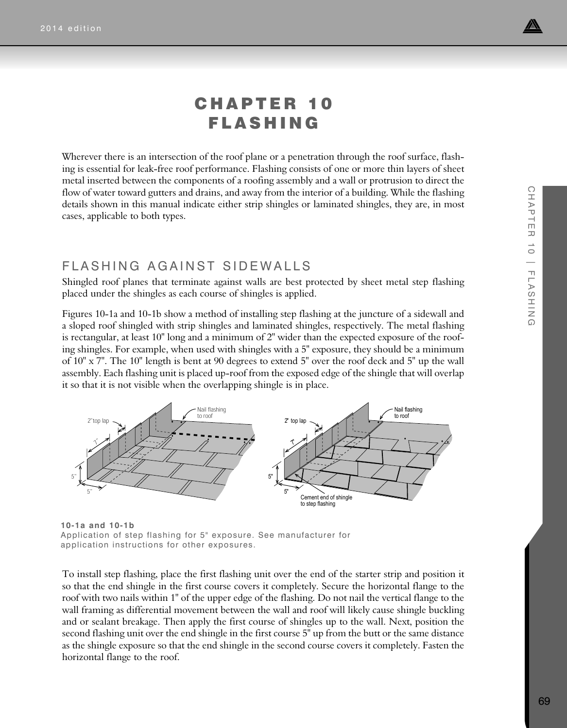# CHAPTER 10 FLASHING

Wherever there is an intersection of the roof plane or a penetration through the roof surface, flashing is essential for leak-free roof performance. Flashing consists of one or more thin layers of sheet metal inserted between the components of a roofing assembly and a wall or protrusion to direct the flow of water toward gutters and drains, and away from the interior of a building. While the flashing details shown in this manual indicate either strip shingles or laminated shingles, they are, in most cases, applicable to both types.

## FLASHING AGAINST SIDEWALLS

Shingled roof planes that terminate against walls are best protected by sheet metal step flashing placed under the shingles as each course of shingles is applied.

Figures 10-1a and 10-1b show a method of installing step flashing at the juncture of a sidewall and a sloped roof shingled with strip shingles and laminated shingles, respectively. The metal flashing is rectangular, at least 10" long and a minimum of 2" wider than the expected exposure of the roofing shingles. For example, when used with shingles with a 5" exposure, they should be a minimum of 10" x 7". The 10" length is bent at 90 degrees to extend 5" over the roof deck and 5" up the wall assembly. Each flashing unit is placed up-roof from the exposed edge of the shingle that will overlap it so that it is not visible when the overlapping shingle is in place.

**10-1a and 10-1b**
Application of step flashing for 5" exposure. See manufacturer for application instructions for other exposures.

To install step flashing, place the first flashing unit over the end of the starter strip and position it so that the end shingle in the first course covers it completely. Secure the horizontal flange to the roof with two nails within 1" of the upper edge of the flashing. Do not nail the vertical flange to the wall framing as differential movement between the wall and roof will likely cause shingle buckling and or sealant breakage. Then apply the first course of shingles up to the wall. Next, position the second flashing unit over the end shingle in the first course 5" up from the butt or the same distance as the shingle exposure so that the end shingle in the second course covers it completely. Fasten the horizontal flange to the roof.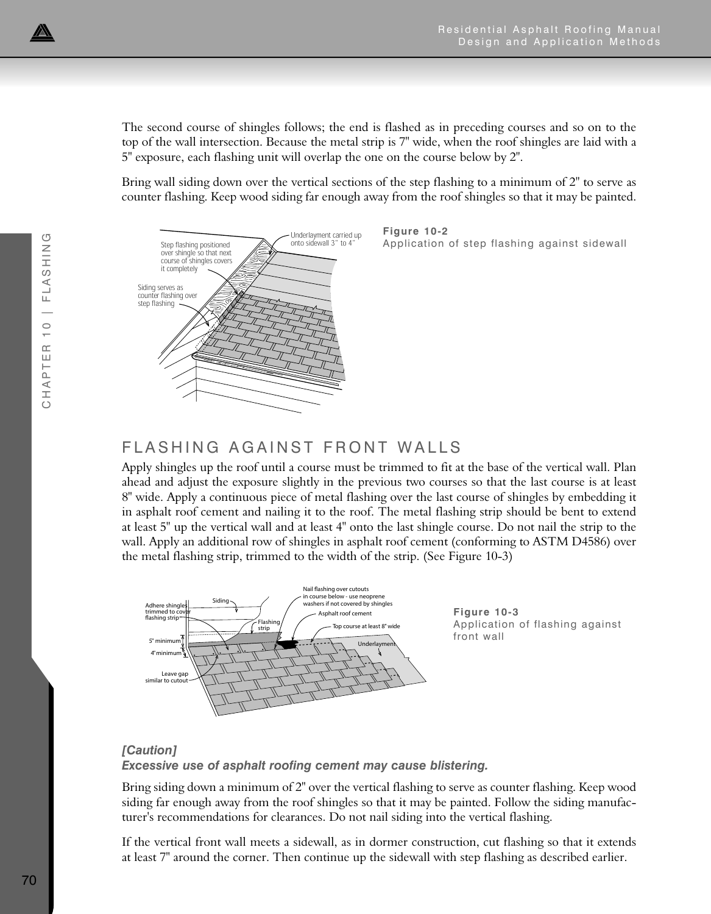The second course of shingles follows; the end is flashed as in preceding courses and so on to the top of the wall intersection. Because the metal strip is 7" wide, when the roof shingles are laid with a 5" exposure, each flashing unit will overlap the one on the course below by 2".

Bring wall siding down over the vertical sections of the step flashing to a minimum of 2" to serve as counter flashing. Keep wood siding far enough away from the roof shingles so that it may be painted.

**Figure 10-2**
Application of step flashing against sidewall

## FLASHING AGAINST FRONT WALLS

Apply shingles up the roof until a course must be trimmed to fit at the base of the vertical wall. Plan ahead and adjust the exposure slightly in the previous two courses so that the last course is at least 8" wide. Apply a continuous piece of metal flashing over the last course of shingles by embedding it in asphalt roof cement and nailing it to the roof. The metal flashing strip should be bent to extend at least 5" up the vertical wall and at least 4" onto the last shingle course. Do not nail the strip to the wall. Apply an additional row of shingles in asphalt roof cement (conforming to ASTM D4586) over the metal flashing strip, trimmed to the width of the strip. (See Figure 10-3)

**Figure 10-3**
Application of flashing against front wall

***[Caution]***
***Excessive use of asphalt roofing cement may cause blistering.***

Bring siding down a minimum of 2" over the vertical flashing to serve as counter flashing. Keep wood siding far enough away from the roof shingles so that it may be painted. Follow the siding manufacturer's recommendations for clearances. Do not nail siding into the vertical flashing.

If the vertical front wall meets a sidewall, as in dormer construction, cut flashing so that it extends at least 7" around the corner. Then continue up the sidewall with step flashing as described earlier.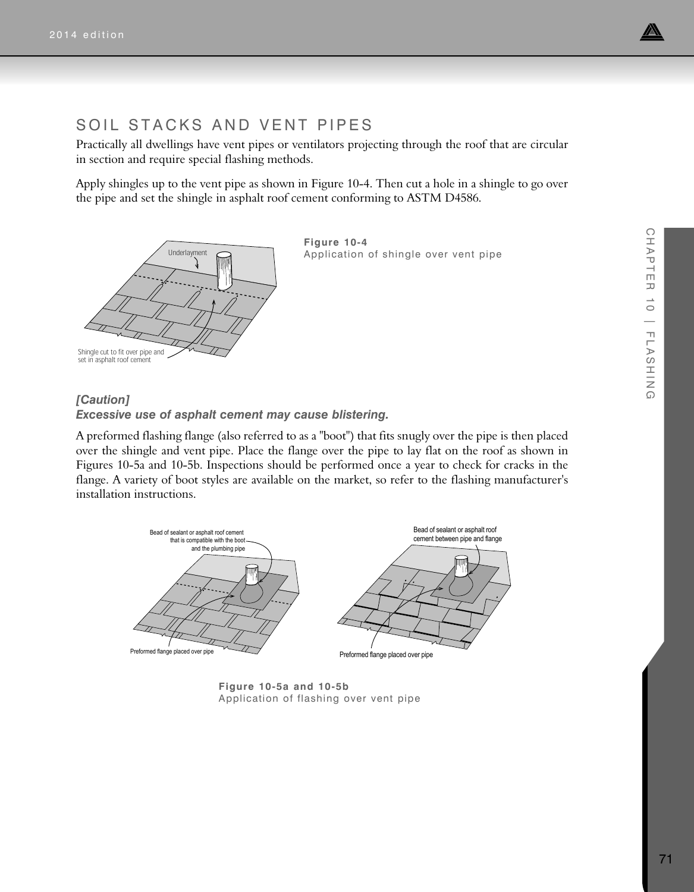## SOIL STACKS AND VENT PIPES

Practically all dwellings have vent pipes or ventilators projecting through the roof that are circular in section and require special flashing methods.

Apply shingles up to the vent pipe as shown in Figure 10-4. Then cut a hole in a shingle to go over the pipe and set the shingle in asphalt roof cement conforming to ASTM D4586.

Underlayment

Shingle cut to fit over pipe and set in asphalt roof cement

**Figure 10-4**
Application of shingle over vent pipe

***[Caution]***
***Excessive use of asphalt cement may cause blistering.***

A preformed flashing flange (also referred to as a "boot") that fits snugly over the pipe is then placed over the shingle and vent pipe. Place the flange over the pipe to lay flat on the roof as shown in Figures 10-5a and 10-5b. Inspections should be performed once a year to check for cracks in the flange. A variety of boot styles are available on the market, so refer to the flashing manufacturer's installation instructions.

Bead of sealant or asphalt roof cement that is compatible with the boot and the plumbing pipe

Preformed flange placed over pipe

Bead of sealant or asphalt roof cement between pipe and flange

Preformed flange placed over pipe

**Figure 10-5a and 10-5b**
Application of flashing over vent pipe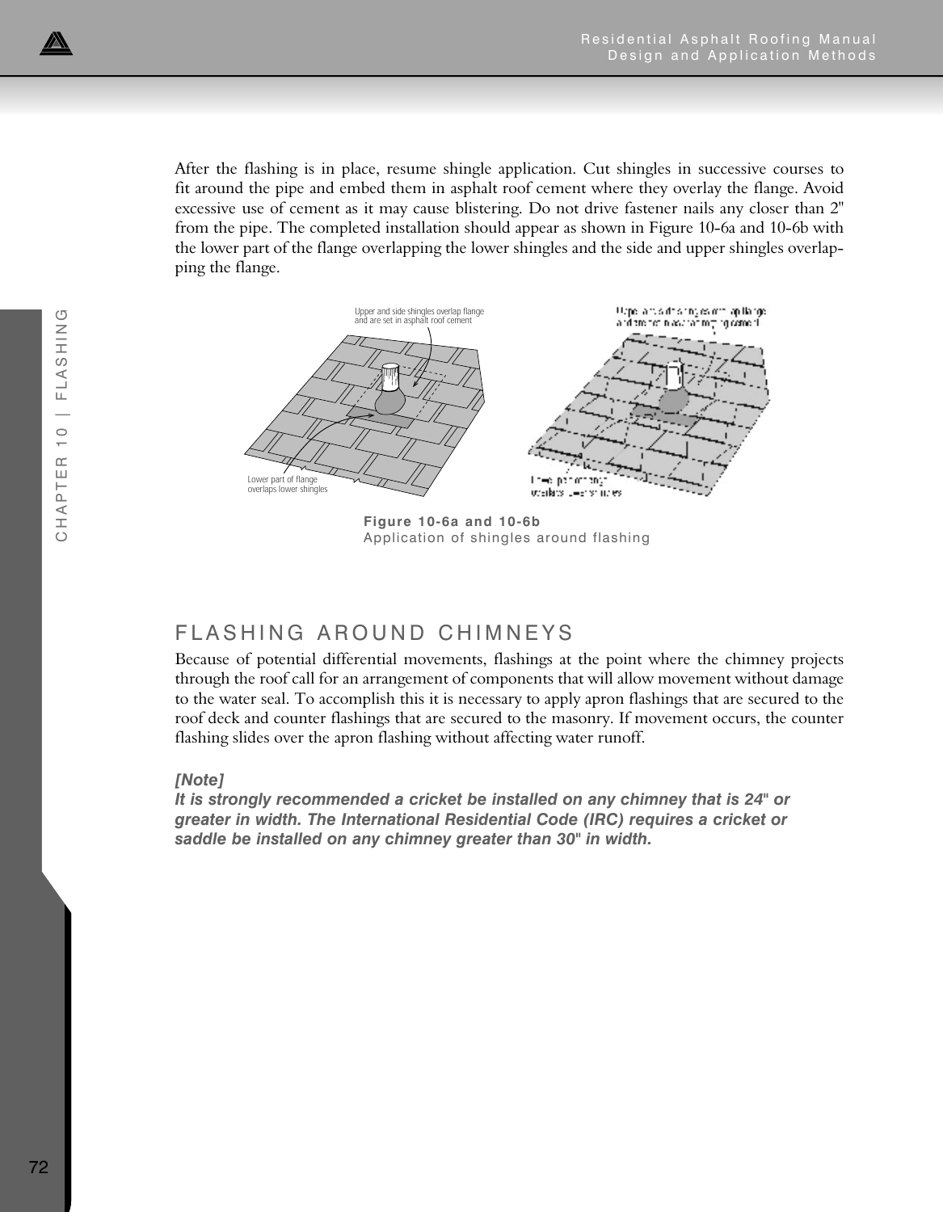After the flashing is in place, resume shingle application. Cut shingles in successive courses to fit around the pipe and embed them in asphalt roof cement where they overlay the flange. Avoid excessive use of cement as it may cause blistering. Do not drive fastener nails any closer than 2" from the pipe. The completed installation should appear as shown in Figure 10-6a and 10-6b with the lower part of the flange overlapping the lower shingles and the side and upper shingles overlapping the flange.

Upper and side shingles overlap flange and are set in asphalt roof cement

Lower part of flange overlaps lower shingles

**Figure 10-6a and 10-6b**
Application of shingles around flashing

## FLASHING AROUND CHIMNEYS

Because of potential differential movements, flashings at the point where the chimney projects through the roof call for an arrangement of components that will allow movement without damage to the water seal. To accomplish this it is necessary to apply apron flashings that are secured to the roof deck and counter flashings that are secured to the masonry. If movement occurs, the counter flashing slides over the apron flashing without affecting water runoff.

***[Note]***
***It is strongly recommended a cricket be installed on any chimney that is 24" or greater in width. The International Residential Code (IRC) requires a cricket or saddle be installed on any chimney greater than 30" in width.***